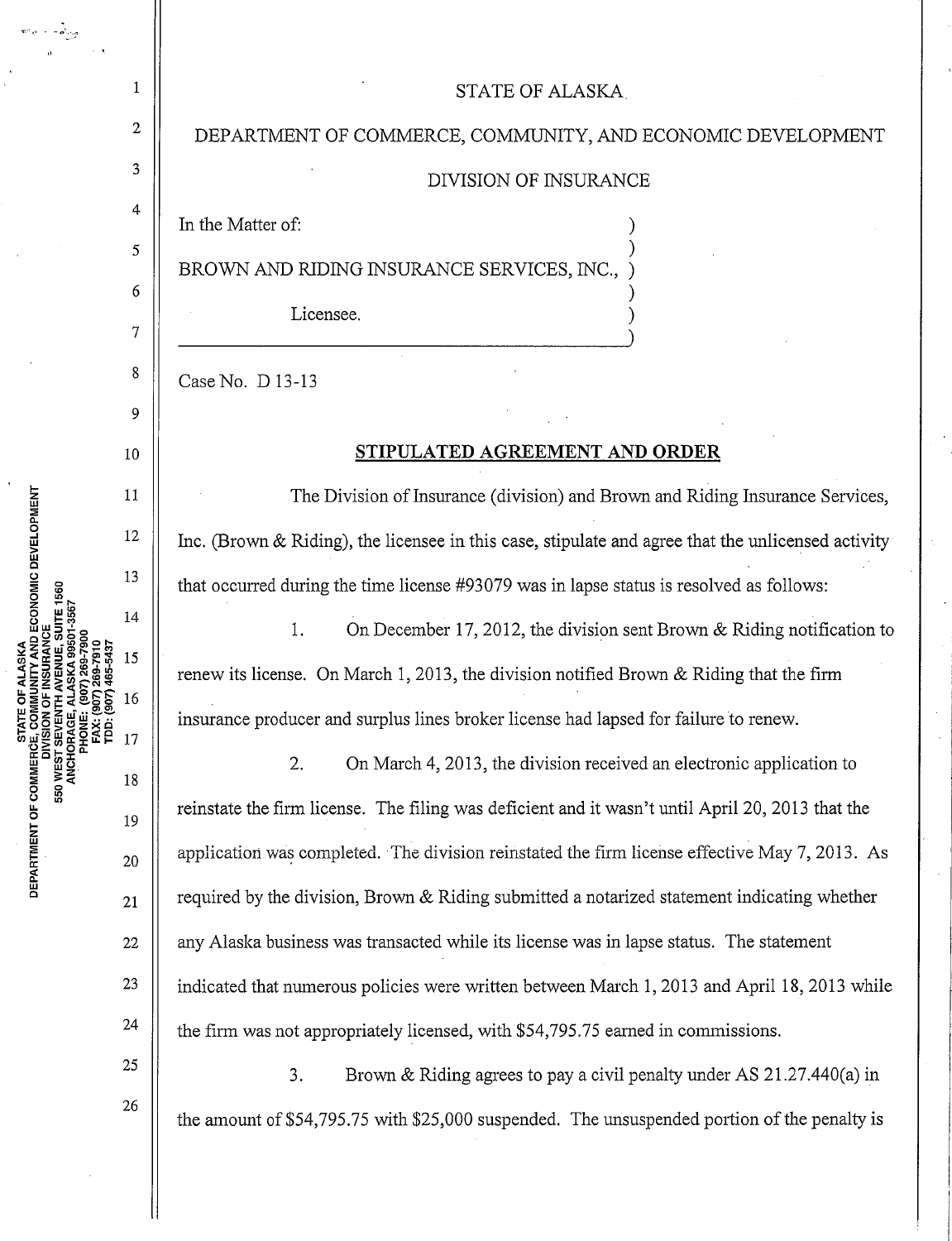STATE OF ALASKA

DEPARTMENT OF COMMERCE, COMMUNITY, AND ECONOMIC DEVELOPMENT

DIVISION OF INSURANCE

In the Matter of:

BROWN AND RIDING INSURANCE SERVICES, INC.,

Licensee.

Case No. D 13-13

## STIPULATED AGREEMENT AND ORDER

The Division of Insurance (division) and Brown and Riding Insurance Services, Inc. (Brown & Riding), the licensee in this case, stipulate and agree that the unlicensed activity that occurred during the time license #93079 was in lapse status is resolved as follows:

1. On December 17, 2012, the division sent Brown & Riding notification to renew its license. On March 1, 2013, the division notified Brown & Riding that the firm insurance producer and surplus lines broker license had lapsed for failure to renew.

2. On March 4, 2013, the division received an electronic application to reinstate the firm license. The filing was deficient and it wasn't until April 20, 2013 that the application was completed. The division reinstated the firm license effective May 7, 2013. As required by the division, Brown & Riding submitted a notarized statement indicating whether any Alaska business was transacted while its license was in lapse status. The statement indicated that numerous policies were written between March 1, 2013 and April 18, 2013 while the firm was not appropriately licensed, with $54,795.75 earned in commissions.

3. Brown & Riding agrees to pay a civil penalty under AS 21.27.440(a) in the amount of $54,795.75 with $25,000 suspended. The unsuspended portion of the penalty is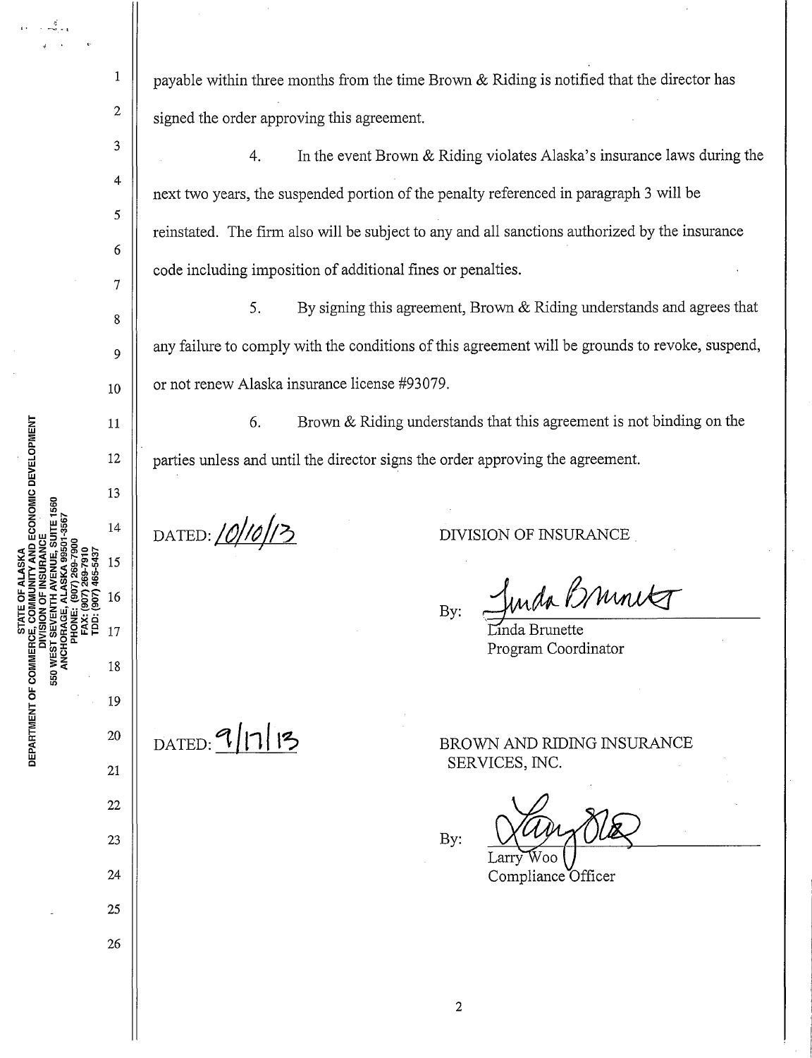payable within three months from the time Brown & Riding is notified that the director has signed the order approving this agreement.

4. In the event Brown & Riding violates Alaska's insurance laws during the next two years, the suspended portion of the penalty referenced in paragraph 3 will be reinstated. The firm also will be subject to any and all sanctions authorized by the insurance code including imposition of additional fines or penalties.

5. By signing this agreement, Brown & Riding understands and agrees that any failure to comply with the conditions of this agreement will be grounds to revoke, suspend, or not renew Alaska insurance license #93079.

6. Brown & Riding understands that this agreement is not binding on the parties unless and until the director signs the order approving the agreement.

DATED: 10/10/13

DIVISION OF INSURANCE

By: Linda Brunette
Linda Brunette
Program Coordinator

DATED: 9/17/13

BROWN AND RIDING INSURANCE SERVICES, INC.

By: Larry Woo
Larry Woo
Compliance Officer

STATE OF ALASKA
DEPARTMENT OF COMMERCE, COMMUNITY AND ECONOMIC DEVELOPMENT
DIVISION OF INSURANCE
550 WEST SEVENTH AVENUE, SUITE 1560
ANCHORAGE, ALASKA 99501-3567
PHONE: (907) 269-7900
FAX: (907) 269-7910
TDD: (907) 465-5437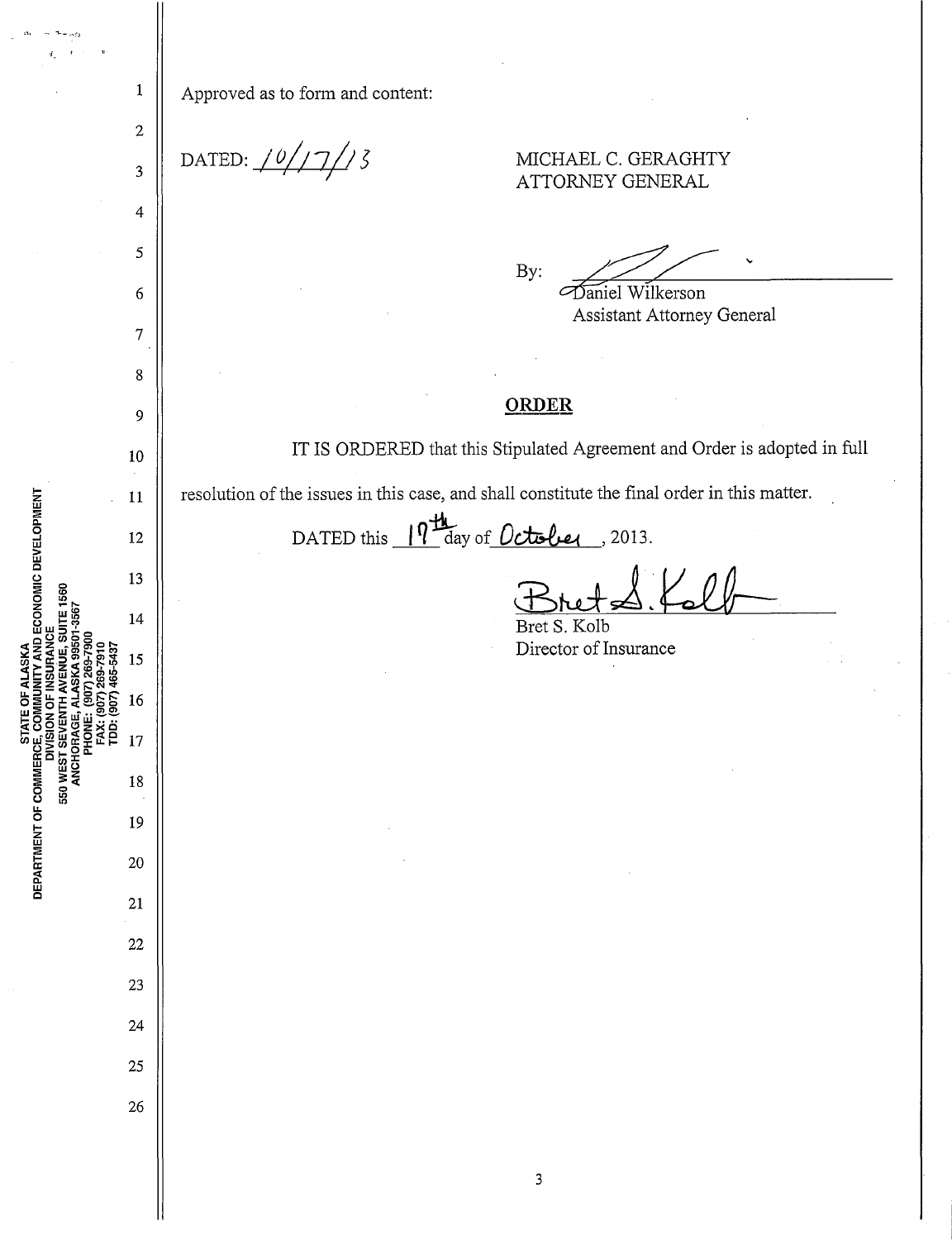Approved as to form and content:

DATED: 10/17/13

MICHAEL C. GERAGHTY
ATTORNEY GENERAL

By: 
Daniel Wilkerson
Assistant Attorney General

**ORDER**

IT IS ORDERED that this Stipulated Agreement and Order is adopted in full resolution of the issues in this case, and shall constitute the final order in this matter.

DATED this 17th day of October, 2013.

Bret S. Kolb
Director of Insurance

STATE OF ALASKA
DEPARTMENT OF COMMERCE, COMMUNITY AND ECONOMIC DEVELOPMENT
DIVISION OF INSURANCE
550 WEST SEVENTH AVENUE, SUITE 1560
ANCHORAGE, ALASKA 99501-3567
PHONE: (907) 269-7900
FAX: (907) 269-7910
TDD: (907) 465-5437